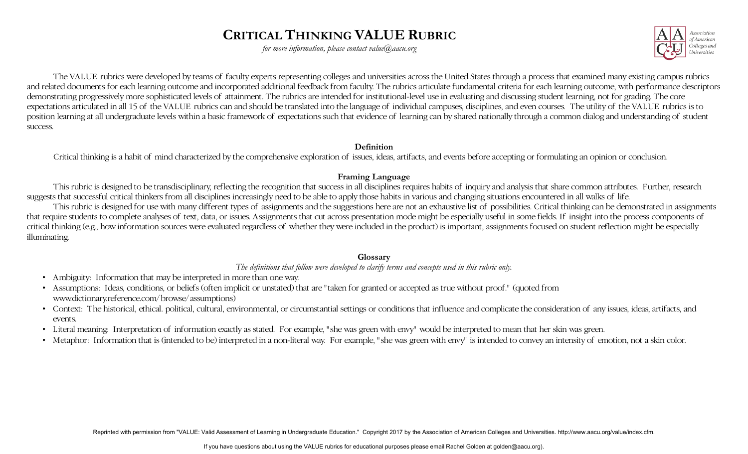# CRITICAL THINKING VALUE RUBRIC

*for more information, please contact value@aacu.org*

Association of American Colleges and Universities

The VALUE rubrics were developed by teams of faculty experts representing colleges and universities across the United States through a process that examined many existing campus rubrics and related documents for each learning outcome and incorporated additional feedback from faculty. The rubrics articulate fundamental criteria for each learning outcome, with performance descriptors demonstrating progressively more sophisticated levels of attainment. The rubrics are intended for institutional-level use in evaluating and discussing student learning, not for grading. The core expectations articulated in all 15 of the VALUE rubrics can and should be translated into the language of individual campuses, disciplines, and even courses. The utility of the VALUE rubrics is to position learning at all undergraduate levels within a basic framework of expectations such that evidence of learning can by shared nationally through a common dialog and understanding of student success.

**Definition**

Critical thinking is a habit of mind characterized by the comprehensive exploration of issues, ideas, artifacts, and events before accepting or formulating an opinion or conclusion.

**Framing Language**

This rubric is designed to be transdisciplinary, reflecting the recognition that success in all disciplines requires habits of inquiry and analysis that share common attributes. Further, research suggests that successful critical thinkers from all disciplines increasingly need to be able to apply those habits in various and changing situations encountered in all walks of life.

This rubric is designed for use with many different types of assignments and the suggestions here are not an exhaustive list of possibilities. Critical thinking can be demonstrated in assignments that require students to complete analyses of text, data, or issues. Assignments that cut across presentation mode might be especially useful in some fields. If insight into the process components of critical thinking (e.g., how information sources were evaluated regardless of whether they were included in the product) is important, assignments focused on student reflection might be especially illuminating.

**Glossary**

*The definitions that follow were developed to clarify terms and concepts used in this rubric only.*

- Ambiguity: Information that may be interpreted in more than one way.
- Assumptions: Ideas, conditions, or beliefs (often implicit or unstated) that are "taken for granted or accepted as true without proof." (quoted from www.dictionary.reference.com/browse/assumptions)
- Context: The historical, ethical. political, cultural, environmental, or circumstantial settings or conditions that influence and complicate the consideration of any issues, ideas, artifacts, and events.
- Literal meaning: Interpretation of information exactly as stated. For example, "she was green with envy" would be interpreted to mean that her skin was green.
- Metaphor: Information that is (intended to be) interpreted in a non-literal way. For example, "she was green with envy" is intended to convey an intensity of emotion, not a skin color.

Reprinted with permission from "VALUE: Valid Assessment of Learning in Undergraduate Education." Copyright 2017 by the Association of American Colleges and Universities. http://www.aacu.org/value/index.cfm.

If you have questions about using the VALUE rubrics for educational purposes please email Rachel Golden at golden@aacu.org).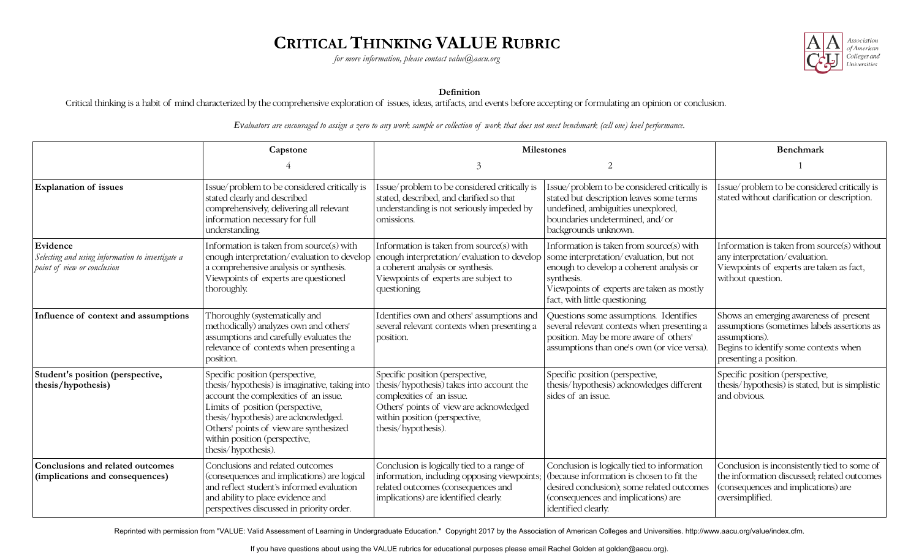# CRITICAL THINKING VALUE RUBRIC

*for more information, please contact value@aacu.org*

Association of American Colleges and Universities

**Definition**

Critical thinking is a habit of mind characterized by the comprehensive exploration of issues, ideas, artifacts, and events before accepting or formulating an opinion or conclusion.

*Evaluators are encouraged to assign a zero to any work sample or collection of work that does not meet benchmark (cell one) level performance.*

| | Capstone | Milestones | | Benchmark |
|---|---|---|---|---|
| | 4 | 3 | 2 | 1 |
| **Explanation of issues** | Issue/problem to be considered critically is stated clearly and described comprehensively, delivering all relevant information necessary for full understanding. | Issue/problem to be considered critically is stated, described, and clarified so that understanding is not seriously impeded by omissions. | Issue/problem to be considered critically is stated but description leaves some terms undefined, ambiguities unexplored, boundaries undetermined, and/or backgrounds unknown. | Issue/problem to be considered critically is stated without clarification or description. |
| **Evidence** *Selecting and using information to investigate a point of view or conclusion* | Information is taken from source(s) with enough interpretation/evaluation to develop a comprehensive analysis or synthesis. Viewpoints of experts are questioned thoroughly. | Information is taken from source(s) with enough interpretation/evaluation to develop a coherent analysis or synthesis. Viewpoints of experts are subject to questioning. | Information is taken from source(s) with some interpretation/evaluation, but not enough to develop a coherent analysis or synthesis. Viewpoints of experts are taken as mostly fact, with little questioning. | Information is taken from source(s) without any interpretation/evaluation. Viewpoints of experts are taken as fact, without question. |
| **Influence of context and assumptions** | Thoroughly (systematically and methodically) analyzes own and others' assumptions and carefully evaluates the relevance of contexts when presenting a position. | Identifies own and others' assumptions and several relevant contexts when presenting a position. | Questions some assumptions. Identifies several relevant contexts when presenting a position. May be more aware of others' assumptions than one's own (or vice versa). | Shows an emerging awareness of present assumptions (sometimes labels assertions as assumptions). Begins to identify some contexts when presenting a position. |
| **Student's position (perspective, thesis/hypothesis)** | Specific position (perspective, thesis/hypothesis) is imaginative, taking into account the complexities of an issue. Limits of position (perspective, thesis/hypothesis) are acknowledged. Others' points of view are synthesized within position (perspective, thesis/hypothesis). | Specific position (perspective, thesis/hypothesis) takes into account the complexities of an issue. Others' points of view are acknowledged within position (perspective, thesis/hypothesis). | Specific position (perspective, thesis/hypothesis) acknowledges different sides of an issue. | Specific position (perspective, thesis/hypothesis) is stated, but is simplistic and obvious. |
| **Conclusions and related outcomes (implications and consequences)** | Conclusions and related outcomes (consequences and implications) are logical and reflect student's informed evaluation and ability to place evidence and perspectives discussed in priority order. | Conclusion is logically tied to a range of information, including opposing viewpoints; related outcomes (consequences and implications) are identified clearly. | Conclusion is logically tied to information (because information is chosen to fit the desired conclusion); some related outcomes (consequences and implications) are identified clearly. | Conclusion is inconsistently tied to some of the information discussed; related outcomes (consequences and implications) are oversimplified. |

Reprinted with permission from "VALUE: Valid Assessment of Learning in Undergraduate Education." Copyright 2017 by the Association of American Colleges and Universities. http://www.aacu.org/value/index.cfm.

If you have questions about using the VALUE rubrics for educational purposes please email Rachel Golden at golden@aacu.org).